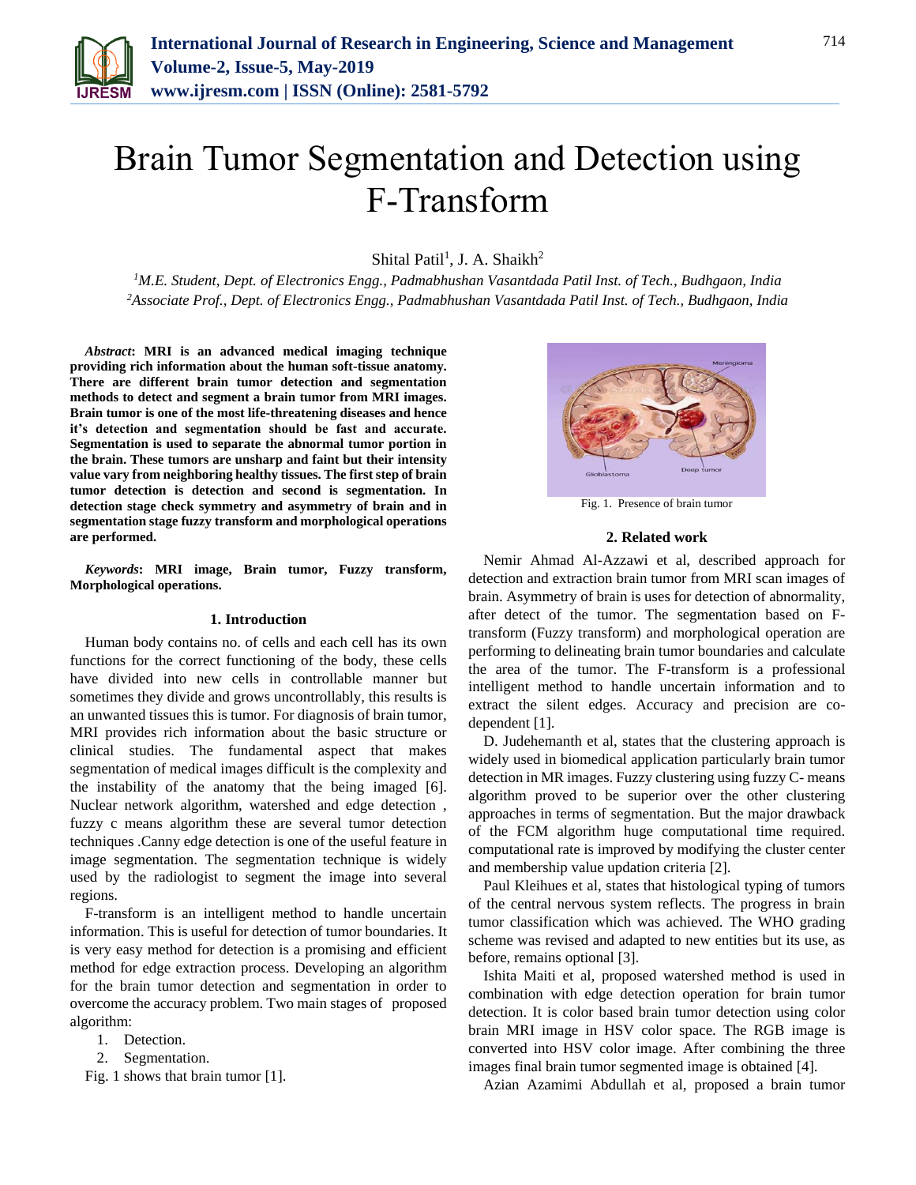# Brain Tumor Segmentation and Detection using F-Transform

Shital Patil[1], J. A. Shaikh[2]

[1]*M.E. Student, Dept. of Electronics Engg., Padmabhushan Vasantdada Patil Inst. of Tech., Budhgaon, India*
[2]*Associate Prof., Dept. of Electronics Engg., Padmabhushan Vasantdada Patil Inst. of Tech., Budhgaon, India*

***Abstract*: MRI is an advanced medical imaging technique providing rich information about the human soft-tissue anatomy. There are different brain tumor detection and segmentation methods to detect and segment a brain tumor from MRI images. Brain tumor is one of the most life-threatening diseases and hence it's detection and segmentation should be fast and accurate. Segmentation is used to separate the abnormal tumor portion in the brain. These tumors are unsharp and faint but their intensity value vary from neighboring healthy tissues. The first step of brain tumor detection is detection and second is segmentation. In detection stage check symmetry and asymmetry of brain and in segmentation stage fuzzy transform and morphological operations are performed.**

***Keywords*: MRI image, Brain tumor, Fuzzy transform, Morphological operations.**

## 1. Introduction

Human body contains no. of cells and each cell has its own functions for the correct functioning of the body, these cells have divided into new cells in controllable manner but sometimes they divide and grows uncontrollably, this results is an unwanted tissues this is tumor. For diagnosis of brain tumor, MRI provides rich information about the basic structure or clinical studies. The fundamental aspect that makes segmentation of medical images difficult is the complexity and the instability of the anatomy that the being imaged [6]. Nuclear network algorithm, watershed and edge detection , fuzzy c means algorithm these are several tumor detection techniques .Canny edge detection is one of the useful feature in image segmentation. The segmentation technique is widely used by the radiologist to segment the image into several regions.

F-transform is an intelligent method to handle uncertain information. This is useful for detection of tumor boundaries. It is very easy method for detection is a promising and efficient method for edge extraction process. Developing an algorithm for the brain tumor detection and segmentation in order to overcome the accuracy problem. Two main stages of proposed algorithm:

1. Detection.
2. Segmentation.

Fig. 1 shows that brain tumor [1].

Fig. 1. Presence of brain tumor

## 2. Related work

Nemir Ahmad Al-Azzawi et al, described approach for detection and extraction brain tumor from MRI scan images of brain. Asymmetry of brain is uses for detection of abnormality, after detect of the tumor. The segmentation based on F-transform (Fuzzy transform) and morphological operation are performing to delineating brain tumor boundaries and calculate the area of the tumor. The F-transform is a professional intelligent method to handle uncertain information and to extract the silent edges. Accuracy and precision are co-dependent [1].

D. Judehemanth et al, states that the clustering approach is widely used in biomedical application particularly brain tumor detection in MR images. Fuzzy clustering using fuzzy C- means algorithm proved to be superior over the other clustering approaches in terms of segmentation. But the major drawback of the FCM algorithm huge computational time required. computational rate is improved by modifying the cluster center and membership value updation criteria [2].

Paul Kleihues et al, states that histological typing of tumors of the central nervous system reflects. The progress in brain tumor classification which was achieved. The WHO grading scheme was revised and adapted to new entities but its use, as before, remains optional [3].

Ishita Maiti et al, proposed watershed method is used in combination with edge detection operation for brain tumor detection. It is color based brain tumor detection using color brain MRI image in HSV color space. The RGB image is converted into HSV color image. After combining the three images final brain tumor segmented image is obtained [4].

Azian Azamimi Abdullah et al, proposed a brain tumor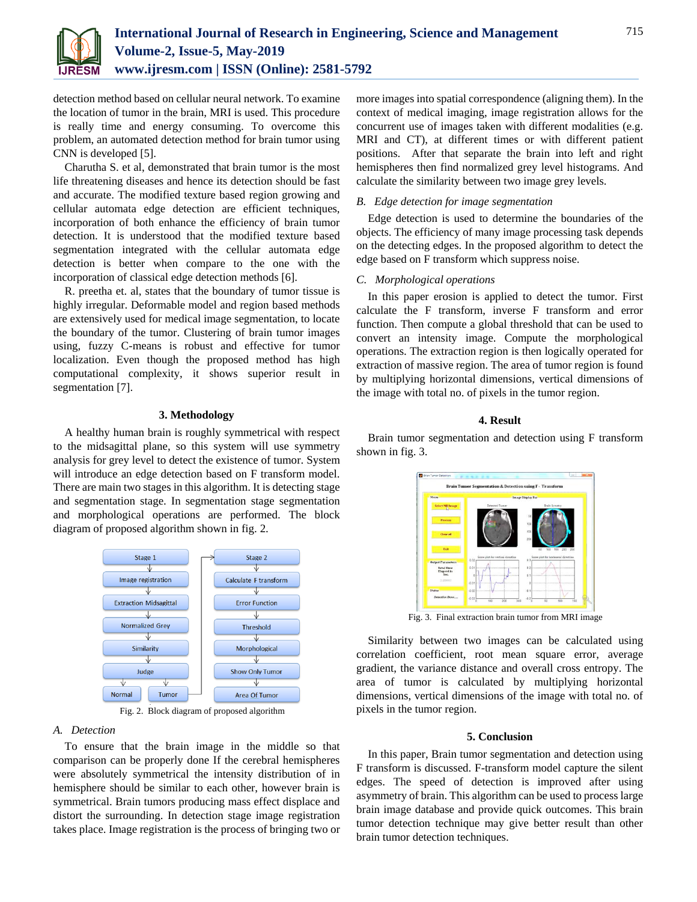detection method based on cellular neural network. To examine the location of tumor in the brain, MRI is used. This procedure is really time and energy consuming. To overcome this problem, an automated detection method for brain tumor using CNN is developed [5].

Charutha S. et al, demonstrated that brain tumor is the most life threatening diseases and hence its detection should be fast and accurate. The modified texture based region growing and cellular automata edge detection are efficient techniques, incorporation of both enhance the efficiency of brain tumor detection. It is understood that the modified texture based segmentation integrated with the cellular automata edge detection is better when compare to the one with the incorporation of classical edge detection methods [6].

R. preetha et. al, states that the boundary of tumor tissue is highly irregular. Deformable model and region based methods are extensively used for medical image segmentation, to locate the boundary of the tumor. Clustering of brain tumor images using, fuzzy C-means is robust and effective for tumor localization. Even though the proposed method has high computational complexity, it shows superior result in segmentation [7].

## 3. Methodology

A healthy human brain is roughly symmetrical with respect to the midsagittal plane, so this system will use symmetry analysis for grey level to detect the existence of tumor. System will introduce an edge detection based on F transform model. There are main two stages in this algorithm. It is detecting stage and segmentation stage. In segmentation stage segmentation and morphological operations are performed. The block diagram of proposed algorithm shown in fig. 2.

Stage 1 → Image registration → Extraction Midsagittal → Normalized Grey → Similarity → Judge → Normal / Tumor

Stage 2 → Calculate F transform → Error Function → Threshold → Morphological → Show Only Tumor → Area Of Tumor

Fig. 2. Block diagram of proposed algorithm

### A. Detection

To ensure that the brain image in the middle so that comparison can be properly done If the cerebral hemispheres were absolutely symmetrical the intensity distribution of in hemisphere should be similar to each other, however brain is symmetrical. Brain tumors producing mass effect displace and distort the surrounding. In detection stage image registration takes place. Image registration is the process of bringing two or more images into spatial correspondence (aligning them). In the context of medical imaging, image registration allows for the concurrent use of images taken with different modalities (e.g. MRI and CT), at different times or with different patient positions. After that separate the brain into left and right hemispheres then find normalized grey level histograms. And calculate the similarity between two image grey levels.

### B. Edge detection for image segmentation

Edge detection is used to determine the boundaries of the objects. The efficiency of many image processing task depends on the detecting edges. In the proposed algorithm to detect the edge based on F transform which suppress noise.

### C. Morphological operations

In this paper erosion is applied to detect the tumor. First calculate the F transform, inverse F transform and error function. Then compute a global threshold that can be used to convert an intensity image. Compute the morphological operations. The extraction region is then logically operated for extraction of massive region. The area of tumor region is found by multiplying horizontal dimensions, vertical dimensions of the image with total no. of pixels in the tumor region.

## 4. Result

Brain tumor segmentation and detection using F transform shown in fig. 3.

Fig. 3. Final extraction brain tumor from MRI image

Similarity between two images can be calculated using correlation coefficient, root mean square error, average gradient, the variance distance and overall cross entropy. The area of tumor is calculated by multiplying horizontal dimensions, vertical dimensions of the image with total no. of pixels in the tumor region.

## 5. Conclusion

In this paper, Brain tumor segmentation and detection using F transform is discussed. F-transform model capture the silent edges. The speed of detection is improved after using asymmetry of brain. This algorithm can be used to process large brain image database and provide quick outcomes. This brain tumor detection technique may give better result than other brain tumor detection techniques.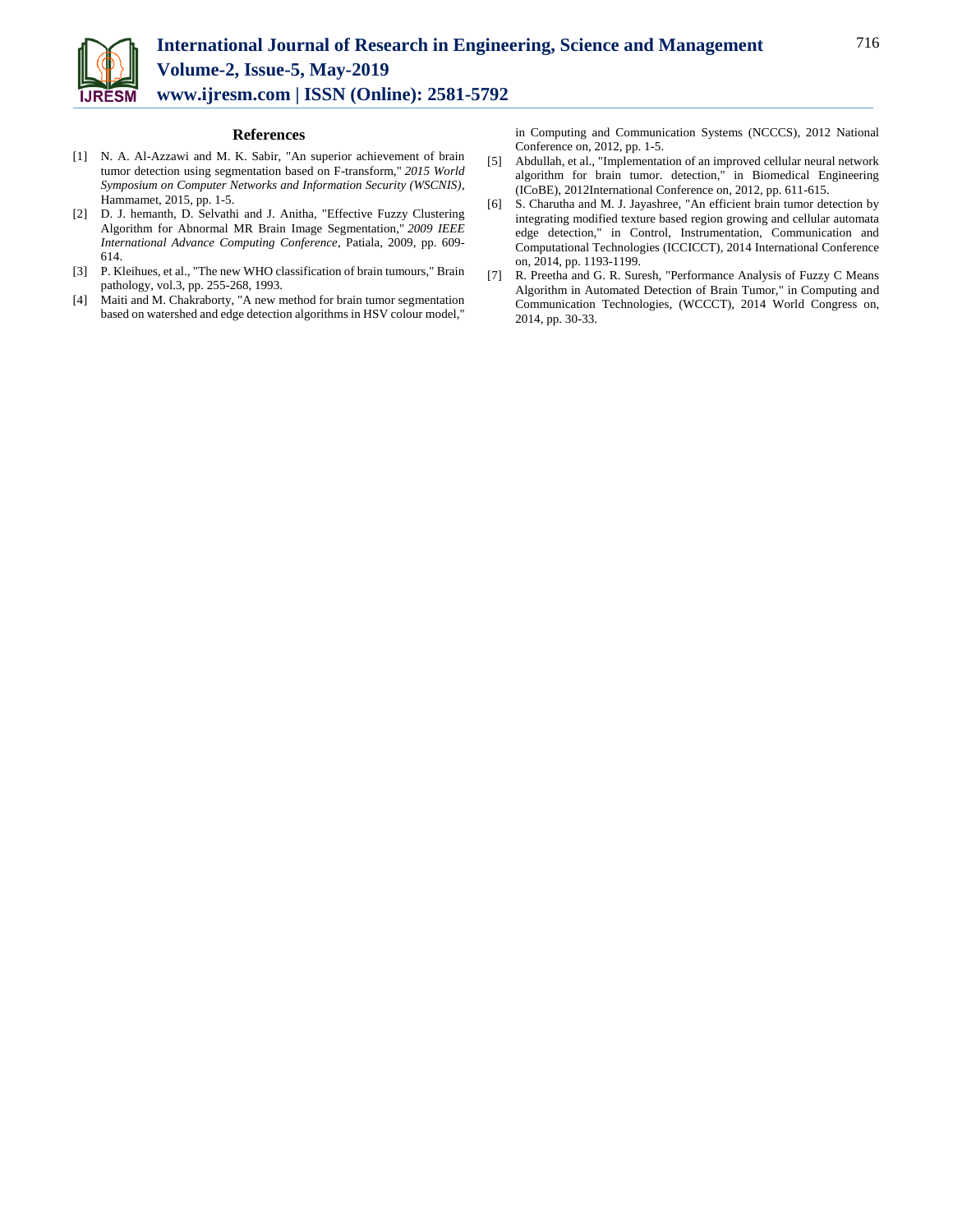## References

[1] N. A. Al-Azzawi and M. K. Sabir, "An superior achievement of brain tumor detection using segmentation based on F-transform," *2015 World Symposium on Computer Networks and Information Security (WSCNIS)*, Hammamet, 2015, pp. 1-5.

[2] D. J. hemanth, D. Selvathi and J. Anitha, "Effective Fuzzy Clustering Algorithm for Abnormal MR Brain Image Segmentation," *2009 IEEE International Advance Computing Conference*, Patiala, 2009, pp. 609-614.

[3] P. Kleihues, et al., "The new WHO classification of brain tumours," Brain pathology, vol.3, pp. 255-268, 1993.

[4] Maiti and M. Chakraborty, "A new method for brain tumor segmentation based on watershed and edge detection algorithms in HSV colour model," in Computing and Communication Systems (NCCCS), 2012 National Conference on, 2012, pp. 1-5.

[5] Abdullah, et al., "Implementation of an improved cellular neural network algorithm for brain tumor. detection," in Biomedical Engineering (ICoBE), 2012International Conference on, 2012, pp. 611-615.

[6] S. Charutha and M. J. Jayashree, "An efficient brain tumor detection by integrating modified texture based region growing and cellular automata edge detection," in Control, Instrumentation, Communication and Computational Technologies (ICCICCT), 2014 International Conference on, 2014, pp. 1193-1199.

[7] R. Preetha and G. R. Suresh, "Performance Analysis of Fuzzy C Means Algorithm in Automated Detection of Brain Tumor," in Computing and Communication Technologies, (WCCCT), 2014 World Congress on, 2014, pp. 30-33.